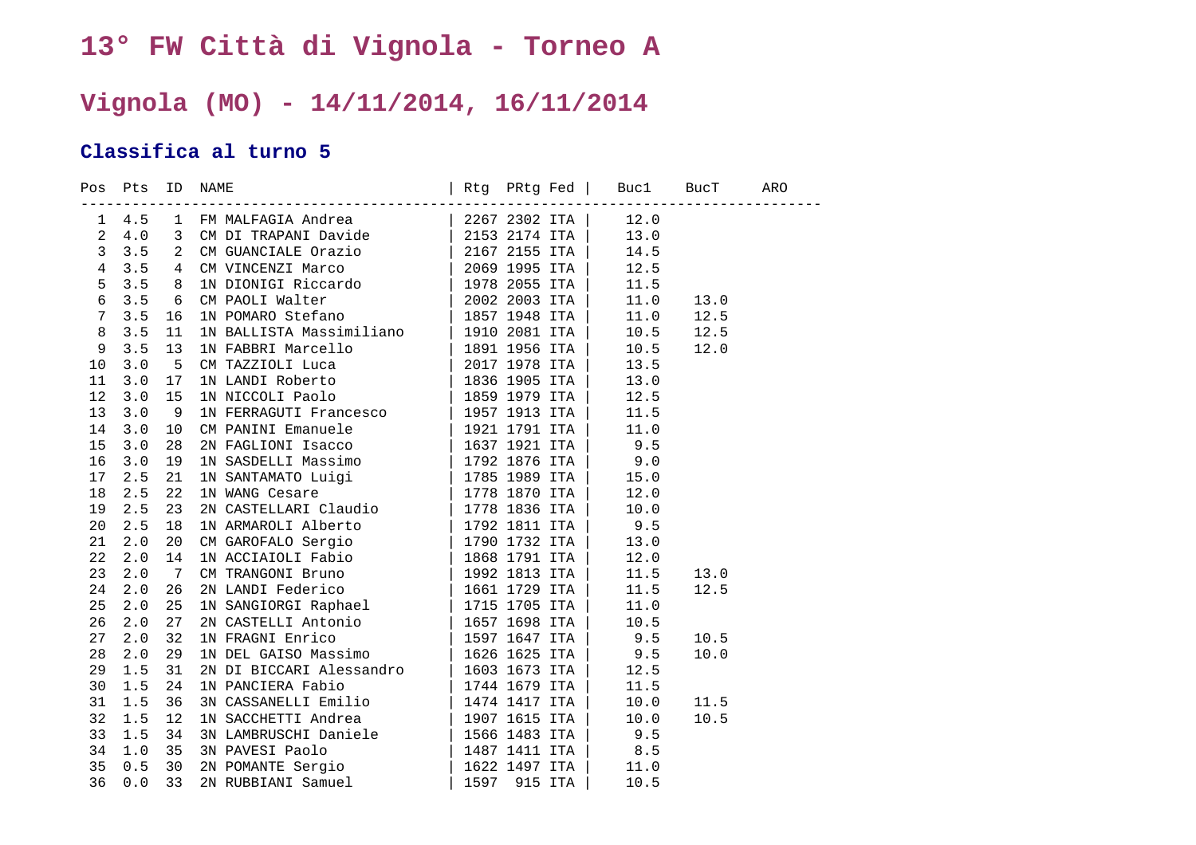# 13° FW Città di Vignola - Torneo A

## Vignola (MO) - 14/11/2014, 16/11/2014

### Classifica al turno 5

| Pos | Pts | ID | NAME | Rtg | PRtg | Fed | Buc1 | BucT | ARO |
|---|---|---|---|---|---|---|---|---|---|
| 1 | 4.5 | 1 | FM MALFAGIA Andrea | 2267 | 2302 | ITA | 12.0 | | |
| 2 | 4.0 | 3 | CM DI TRAPANI Davide | 2153 | 2174 | ITA | 13.0 | | |
| 3 | 3.5 | 2 | CM GUANCIALE Orazio | 2167 | 2155 | ITA | 14.5 | | |
| 4 | 3.5 | 4 | CM VINCENZI Marco | 2069 | 1995 | ITA | 12.5 | | |
| 5 | 3.5 | 8 | 1N DIONIGI Riccardo | 1978 | 2055 | ITA | 11.5 | | |
| 6 | 3.5 | 6 | CM PAOLI Walter | 2002 | 2003 | ITA | 11.0 | 13.0 | |
| 7 | 3.5 | 16 | 1N POMARO Stefano | 1857 | 1948 | ITA | 11.0 | 12.5 | |
| 8 | 3.5 | 11 | 1N BALLISTA Massimiliano | 1910 | 2081 | ITA | 10.5 | 12.5 | |
| 9 | 3.5 | 13 | 1N FABBRI Marcello | 1891 | 1956 | ITA | 10.5 | 12.0 | |
| 10 | 3.0 | 5 | CM TAZZIOLI Luca | 2017 | 1978 | ITA | 13.5 | | |
| 11 | 3.0 | 17 | 1N LANDI Roberto | 1836 | 1905 | ITA | 13.0 | | |
| 12 | 3.0 | 15 | 1N NICCOLI Paolo | 1859 | 1979 | ITA | 12.5 | | |
| 13 | 3.0 | 9 | 1N FERRAGUTI Francesco | 1957 | 1913 | ITA | 11.5 | | |
| 14 | 3.0 | 10 | CM PANINI Emanuele | 1921 | 1791 | ITA | 11.0 | | |
| 15 | 3.0 | 28 | 2N FAGLIONI Isacco | 1637 | 1921 | ITA | 9.5 | | |
| 16 | 3.0 | 19 | 1N SASDELLI Massimo | 1792 | 1876 | ITA | 9.0 | | |
| 17 | 2.5 | 21 | 1N SANTAMATO Luigi | 1785 | 1989 | ITA | 15.0 | | |
| 18 | 2.5 | 22 | 1N WANG Cesare | 1778 | 1870 | ITA | 12.0 | | |
| 19 | 2.5 | 23 | 2N CASTELLARI Claudio | 1778 | 1836 | ITA | 10.0 | | |
| 20 | 2.5 | 18 | 1N ARMAROLI Alberto | 1792 | 1811 | ITA | 9.5 | | |
| 21 | 2.0 | 20 | CM GAROFALO Sergio | 1790 | 1732 | ITA | 13.0 | | |
| 22 | 2.0 | 14 | 1N ACCIAIOLI Fabio | 1868 | 1791 | ITA | 12.0 | | |
| 23 | 2.0 | 7 | CM TRANGONI Bruno | 1992 | 1813 | ITA | 11.5 | 13.0 | |
| 24 | 2.0 | 26 | 2N LANDI Federico | 1661 | 1729 | ITA | 11.5 | 12.5 | |
| 25 | 2.0 | 25 | 1N SANGIORGI Raphael | 1715 | 1705 | ITA | 11.0 | | |
| 26 | 2.0 | 27 | 2N CASTELLI Antonio | 1657 | 1698 | ITA | 10.5 | | |
| 27 | 2.0 | 32 | 1N FRAGNI Enrico | 1597 | 1647 | ITA | 9.5 | 10.5 | |
| 28 | 2.0 | 29 | 1N DEL GAISO Massimo | 1626 | 1625 | ITA | 9.5 | 10.0 | |
| 29 | 1.5 | 31 | 2N DI BICCARI Alessandro | 1603 | 1673 | ITA | 12.5 | | |
| 30 | 1.5 | 24 | 1N PANCIERA Fabio | 1744 | 1679 | ITA | 11.5 | | |
| 31 | 1.5 | 36 | 3N CASSANELLI Emilio | 1474 | 1417 | ITA | 10.0 | 11.5 | |
| 32 | 1.5 | 12 | 1N SACCHETTI Andrea | 1907 | 1615 | ITA | 10.0 | 10.5 | |
| 33 | 1.5 | 34 | 3N LAMBRUSCHI Daniele | 1566 | 1483 | ITA | 9.5 | | |
| 34 | 1.0 | 35 | 3N PAVESI Paolo | 1487 | 1411 | ITA | 8.5 | | |
| 35 | 0.5 | 30 | 2N POMANTE Sergio | 1622 | 1497 | ITA | 11.0 | | |
| 36 | 0.0 | 33 | 2N RUBBIANI Samuel | 1597 | 915 | ITA | 10.5 | | |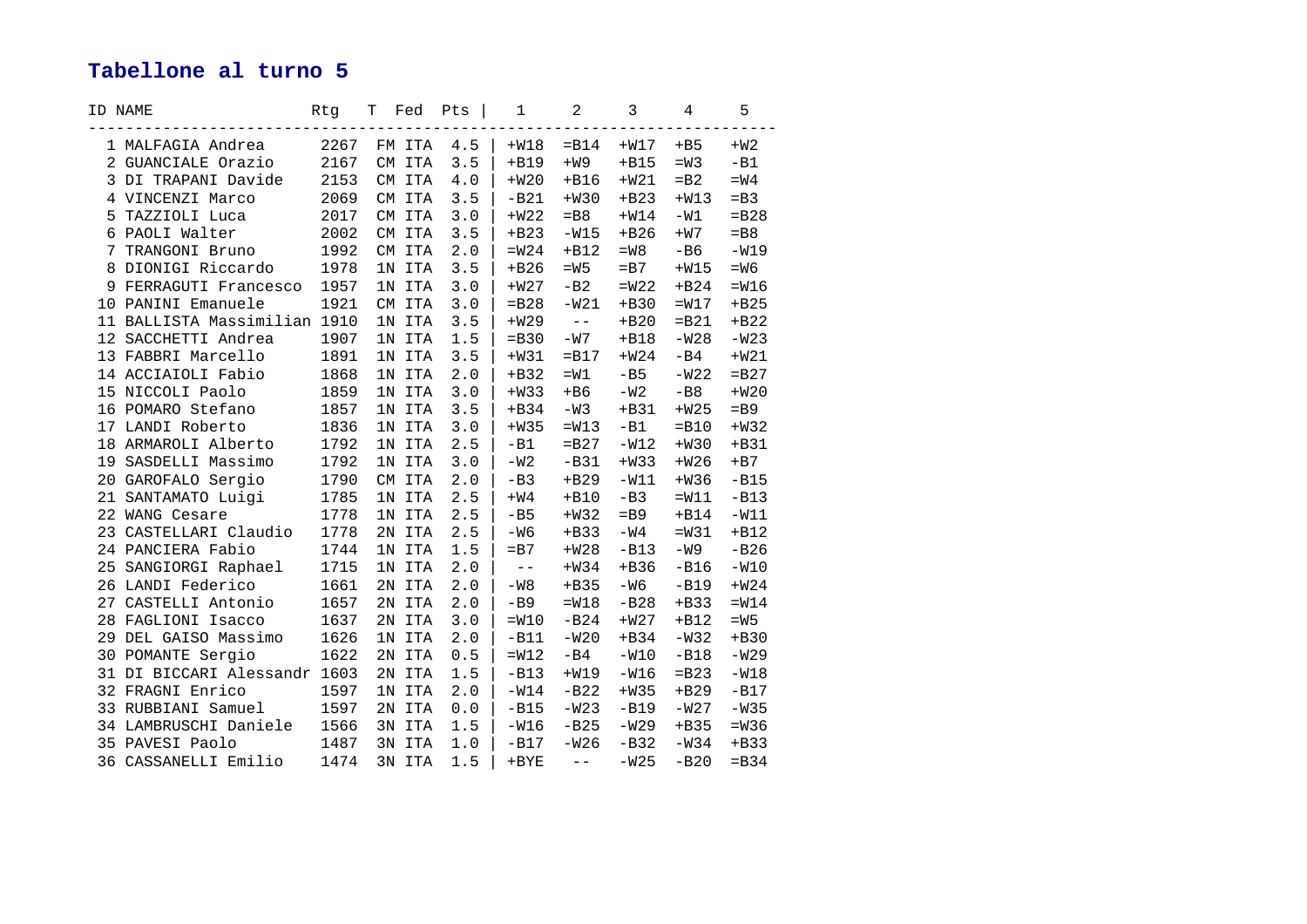## Tabellone al turno 5

| ID | NAME | Rtg | T | Fed | Pts | 1 | 2 | 3 | 4 | 5 |
|---|---|---|---|---|---|---|---|---|---|---|
| 1 | MALFAGIA Andrea | 2267 | FM | ITA | 4.5 | +W18 | =B14 | +W17 | +B5 | +W2 |
| 2 | GUANCIALE Orazio | 2167 | CM | ITA | 3.5 | +B19 | +W9 | +B15 | =W3 | -B1 |
| 3 | DI TRAPANI Davide | 2153 | CM | ITA | 4.0 | +W20 | +B16 | +W21 | =B2 | =W4 |
| 4 | VINCENZI Marco | 2069 | CM | ITA | 3.5 | -B21 | +W30 | +B23 | +W13 | =B3 |
| 5 | TAZZIOLI Luca | 2017 | CM | ITA | 3.0 | +W22 | =B8 | +W14 | -W1 | =B28 |
| 6 | PAOLI Walter | 2002 | CM | ITA | 3.5 | +B23 | -W15 | +B26 | +W7 | =B8 |
| 7 | TRANGONI Bruno | 1992 | CM | ITA | 2.0 | =W24 | +B12 | =W8 | -B6 | -W19 |
| 8 | DIONIGI Riccardo | 1978 | 1N | ITA | 3.5 | +B26 | =W5 | =B7 | +W15 | =W6 |
| 9 | FERRAGUTI Francesco | 1957 | 1N | ITA | 3.0 | +W27 | -B2 | =W22 | +B24 | =W16 |
| 10 | PANINI Emanuele | 1921 | CM | ITA | 3.0 | =B28 | -W21 | +B30 | =W17 | +B25 |
| 11 | BALLISTA Massimilian | 1910 | 1N | ITA | 3.5 | +W29 | -- | +B20 | =B21 | +B22 |
| 12 | SACCHETTI Andrea | 1907 | 1N | ITA | 1.5 | =B30 | -W7 | +B18 | -W28 | -W23 |
| 13 | FABBRI Marcello | 1891 | 1N | ITA | 3.5 | +W31 | =B17 | +W24 | -B4 | +W21 |
| 14 | ACCIAIOLI Fabio | 1868 | 1N | ITA | 2.0 | +B32 | =W1 | -B5 | -W22 | =B27 |
| 15 | NICCOLI Paolo | 1859 | 1N | ITA | 3.0 | +W33 | +B6 | -W2 | -B8 | +W20 |
| 16 | POMARO Stefano | 1857 | 1N | ITA | 3.5 | +B34 | -W3 | +B31 | +W25 | =B9 |
| 17 | LANDI Roberto | 1836 | 1N | ITA | 3.0 | +W35 | =W13 | -B1 | =B10 | +W32 |
| 18 | ARMAROLI Alberto | 1792 | 1N | ITA | 2.5 | -B1 | =B27 | -W12 | +W30 | +B31 |
| 19 | SASDELLI Massimo | 1792 | 1N | ITA | 3.0 | -W2 | -B31 | +W33 | +W26 | +B7 |
| 20 | GAROFALO Sergio | 1790 | CM | ITA | 2.0 | -B3 | +B29 | -W11 | +W36 | -B15 |
| 21 | SANTAMATO Luigi | 1785 | 1N | ITA | 2.5 | +W4 | +B10 | -B3 | =W11 | -B13 |
| 22 | WANG Cesare | 1778 | 1N | ITA | 2.5 | -B5 | +W32 | =B9 | +B14 | -W11 |
| 23 | CASTELLARI Claudio | 1778 | 2N | ITA | 2.5 | -W6 | +B33 | -W4 | =W31 | +B12 |
| 24 | PANCIERA Fabio | 1744 | 1N | ITA | 1.5 | =B7 | +W28 | -B13 | -W9 | -B26 |
| 25 | SANGIORGI Raphael | 1715 | 1N | ITA | 2.0 | -- | +W34 | +B36 | -B16 | -W10 |
| 26 | LANDI Federico | 1661 | 2N | ITA | 2.0 | -W8 | +B35 | -W6 | -B19 | +W24 |
| 27 | CASTELLI Antonio | 1657 | 2N | ITA | 2.0 | -B9 | =W18 | -B28 | +B33 | =W14 |
| 28 | FAGLIONI Isacco | 1637 | 2N | ITA | 3.0 | =W10 | -B24 | +W27 | +B12 | =W5 |
| 29 | DEL GAISO Massimo | 1626 | 1N | ITA | 2.0 | -B11 | -W20 | +B34 | -W32 | +B30 |
| 30 | POMANTE Sergio | 1622 | 2N | ITA | 0.5 | =W12 | -B4 | -W10 | -B18 | -W29 |
| 31 | DI BICCARI Alessandr | 1603 | 2N | ITA | 1.5 | -B13 | +W19 | -W16 | =B23 | -W18 |
| 32 | FRAGNI Enrico | 1597 | 1N | ITA | 2.0 | -W14 | -B22 | +W35 | +B29 | -B17 |
| 33 | RUBBIANI Samuel | 1597 | 2N | ITA | 0.0 | -B15 | -W23 | -B19 | -W27 | -W35 |
| 34 | LAMBRUSCHI Daniele | 1566 | 3N | ITA | 1.5 | -W16 | -B25 | -W29 | +B35 | =W36 |
| 35 | PAVESI Paolo | 1487 | 3N | ITA | 1.0 | -B17 | -W26 | -B32 | -W34 | +B33 |
| 36 | CASSANELLI Emilio | 1474 | 3N | ITA | 1.5 | +BYE | -- | -W25 | -B20 | =B34 |